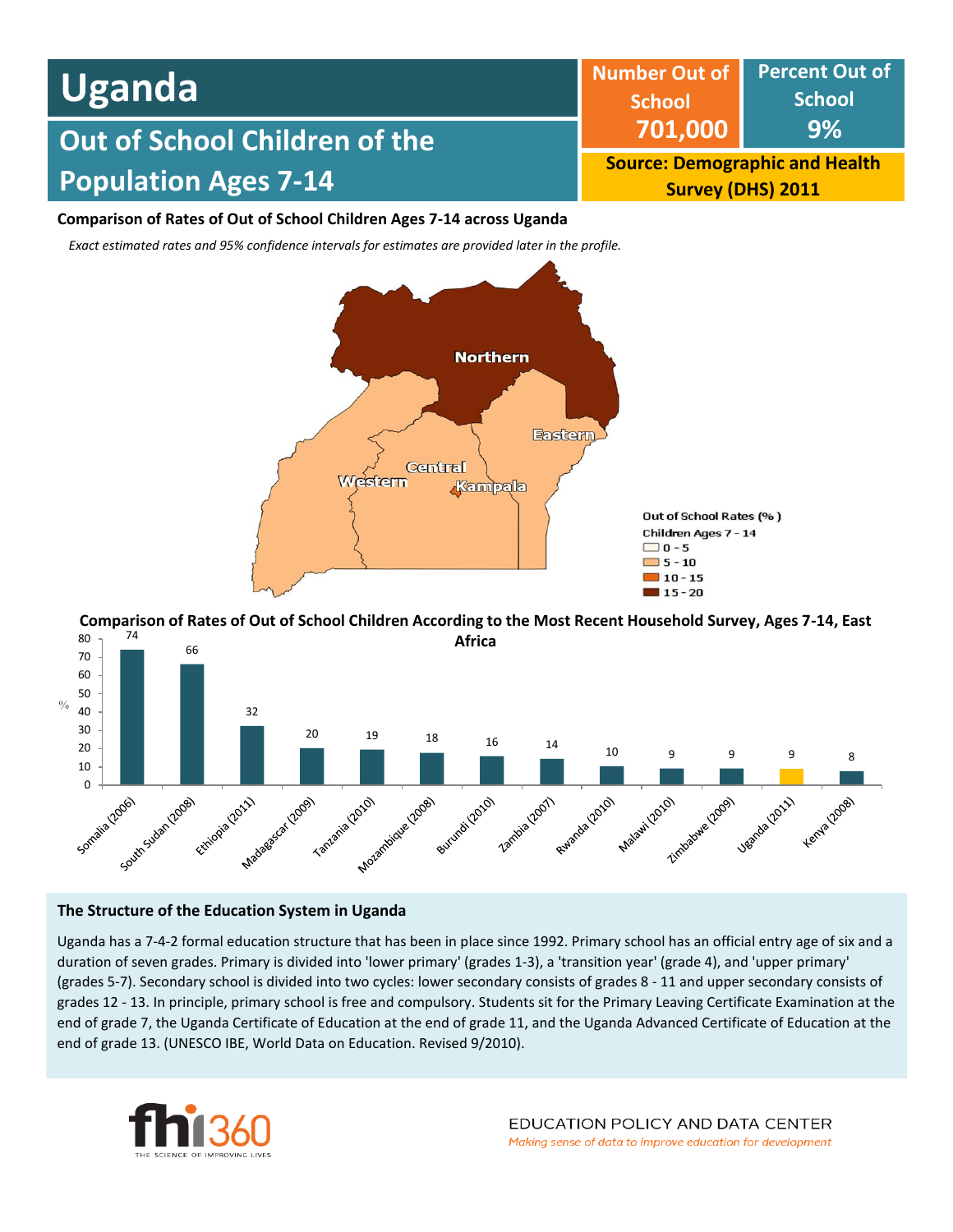# Uganda

## Out of School Children of the Population Ages 7-14

| Number Out of School | Percent Out of School |
|---|---|
| 701,000 | 9% |

**Source: Demographic and Health Survey (DHS) 2011**

### Comparison of Rates of Out of School Children Ages 7-14 across Uganda

*Exact estimated rates and 95% confidence intervals for estimates are provided later in the profile.*

Out of School Rates (%) Children Ages 7 - 14

- 0 - 5
- 5 - 10
- 10 - 15
- 15 - 20

Northern, Eastern, Central, Western, Kampala

### Comparison of Rates of Out of School Children According to the Most Recent Household Survey, Ages 7-14, East Africa

| Country (Survey Year) | % |
|---|---|
| Somalia (2006) | 74 |
| South Sudan (2008) | 66 |
| Ethiopia (2011) | 32 |
| Madagascar (2009) | 20 |
| Tanzania (2010) | 19 |
| Mozambique (2008) | 18 |
| Burundi (2010) | 16 |
| Zambia (2007) | 14 |
| Rwanda (2010) | 10 |
| Malawi (2010) | 9 |
| Zimbabwe (2009) | 9 |
| Uganda (2011) | 9 |
| Kenya (2008) | 8 |

### The Structure of the Education System in Uganda

Uganda has a 7-4-2 formal education structure that has been in place since 1992. Primary school has an official entry age of six and a duration of seven grades. Primary is divided into 'lower primary' (grades 1-3), a 'transition year' (grade 4), and 'upper primary' (grades 5-7). Secondary school is divided into two cycles: lower secondary consists of grades 8 - 11 and upper secondary consists of grades 12 - 13. In principle, primary school is free and compulsory. Students sit for the Primary Leaving Certificate Examination at the end of grade 7, the Uganda Certificate of Education at the end of grade 11, and the Uganda Advanced Certificate of Education at the end of grade 13. (UNESCO IBE, World Data on Education. Revised 9/2010).

fhi360 THE SCIENCE OF IMPROVING LIVES

EDUCATION POLICY AND DATA CENTER
*Making sense of data to improve education for development*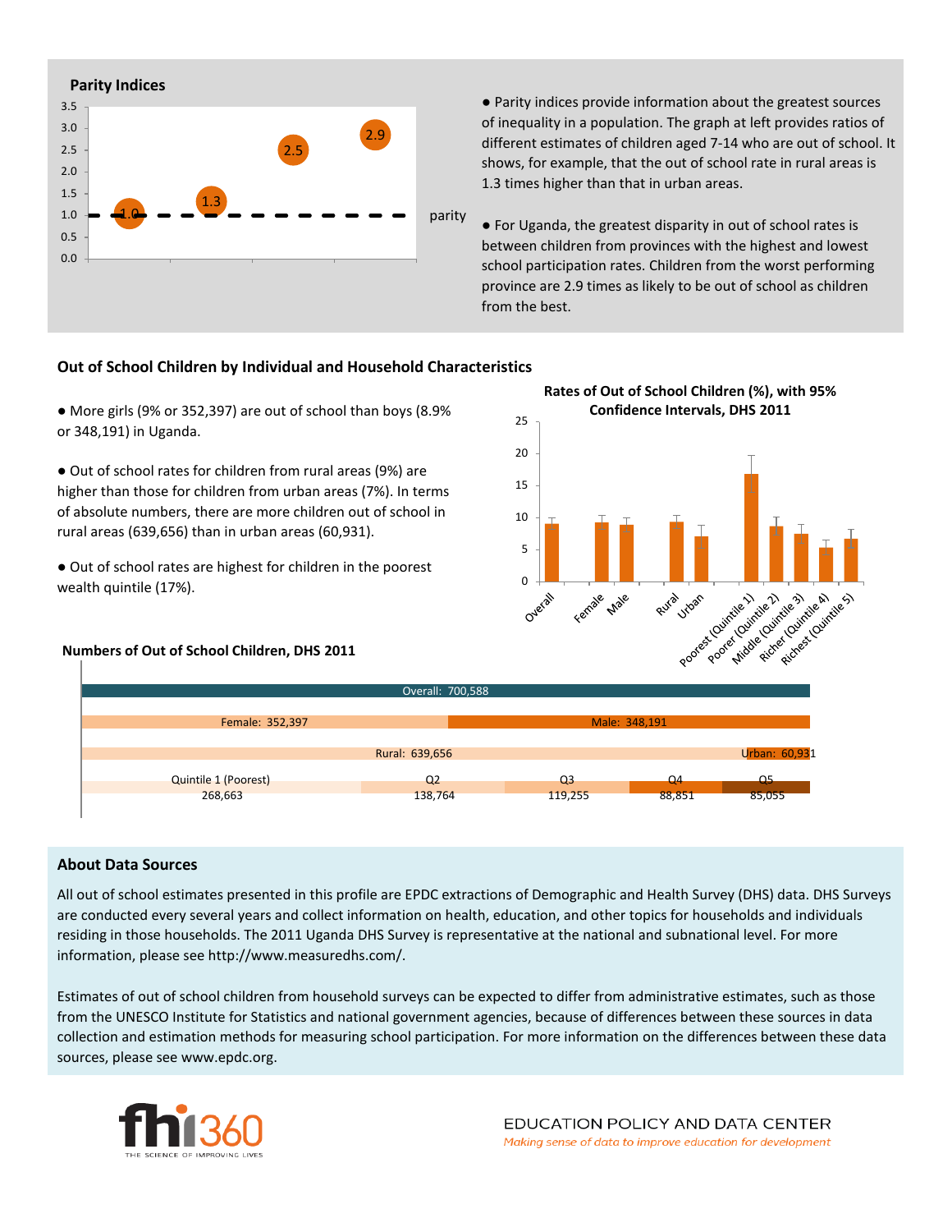## Parity Indices

- Parity indices provide information about the greatest sources of inequality in a population. The graph at left provides ratios of different estimates of children aged 7-14 who are out of school. It shows, for example, that the out of school rate in rural areas is 1.3 times higher than that in urban areas.

- For Uganda, the greatest disparity in out of school rates is between children from provinces with the highest and lowest school participation rates. Children from the worst performing province are 2.9 times as likely to be out of school as children from the best.

## Out of School Children by Individual and Household Characteristics

- More girls (9% or 352,397) are out of school than boys (8.9% or 348,191) in Uganda.

- Out of school rates for children from rural areas (9%) are higher than those for children from urban areas (7%). In terms of absolute numbers, there are more children out of school in rural areas (639,656) than in urban areas (60,931).

- Out of school rates are highest for children in the poorest wealth quintile (17%).

**Rates of Out of School Children (%), with 95% Confidence Intervals, DHS 2011**

**Numbers of Out of School Children, DHS 2011**

| Category | Number |
|---|---|
| Overall | 700,588 |
| Female | 352,397 |
| Male | 348,191 |
| Rural | 639,656 |
| Urban | 60,931 |
| Quintile 1 (Poorest) | 268,663 |
| Q2 | 138,764 |
| Q3 | 119,255 |
| Q4 | 88,851 |
| Q5 | 85,055 |

## About Data Sources

All out of school estimates presented in this profile are EPDC extractions of Demographic and Health Survey (DHS) data. DHS Surveys are conducted every several years and collect information on health, education, and other topics for households and individuals residing in those households. The 2011 Uganda DHS Survey is representative at the national and subnational level. For more information, please see http://www.measuredhs.com/.

Estimates of out of school children from household surveys can be expected to differ from administrative estimates, such as those from the UNESCO Institute for Statistics and national government agencies, because of differences between these sources in data collection and estimation methods for measuring school participation. For more information on the differences between these data sources, please see www.epdc.org.

EDUCATION POLICY AND DATA CENTER

*Making sense of data to improve education for development*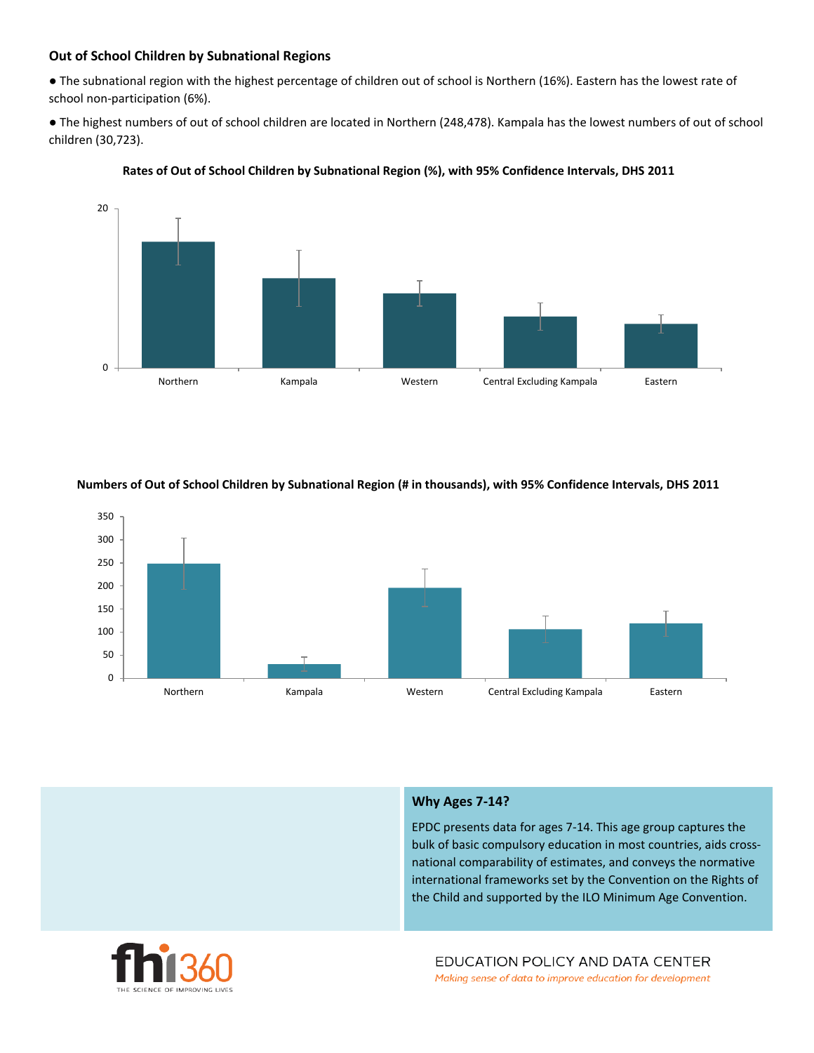### Out of School Children by Subnational Regions

- The subnational region with the highest percentage of children out of school is Northern (16%). Eastern has the lowest rate of school non-participation (6%).
- The highest numbers of out of school children are located in Northern (248,478). Kampala has the lowest numbers of out of school children (30,723).

**Rates of Out of School Children by Subnational Region (%), with 95% Confidence Intervals, DHS 2011**

**Numbers of Out of School Children by Subnational Region (# in thousands), with 95% Confidence Intervals, DHS 2011**

### Why Ages 7-14?

EPDC presents data for ages 7-14. This age group captures the bulk of basic compulsory education in most countries, aids cross-national comparability of estimates, and conveys the normative international frameworks set by the Convention on the Rights of the Child and supported by the ILO Minimum Age Convention.

fhi360 THE SCIENCE OF IMPROVING LIVES

EDUCATION POLICY AND DATA CENTER
*Making sense of data to improve education for development*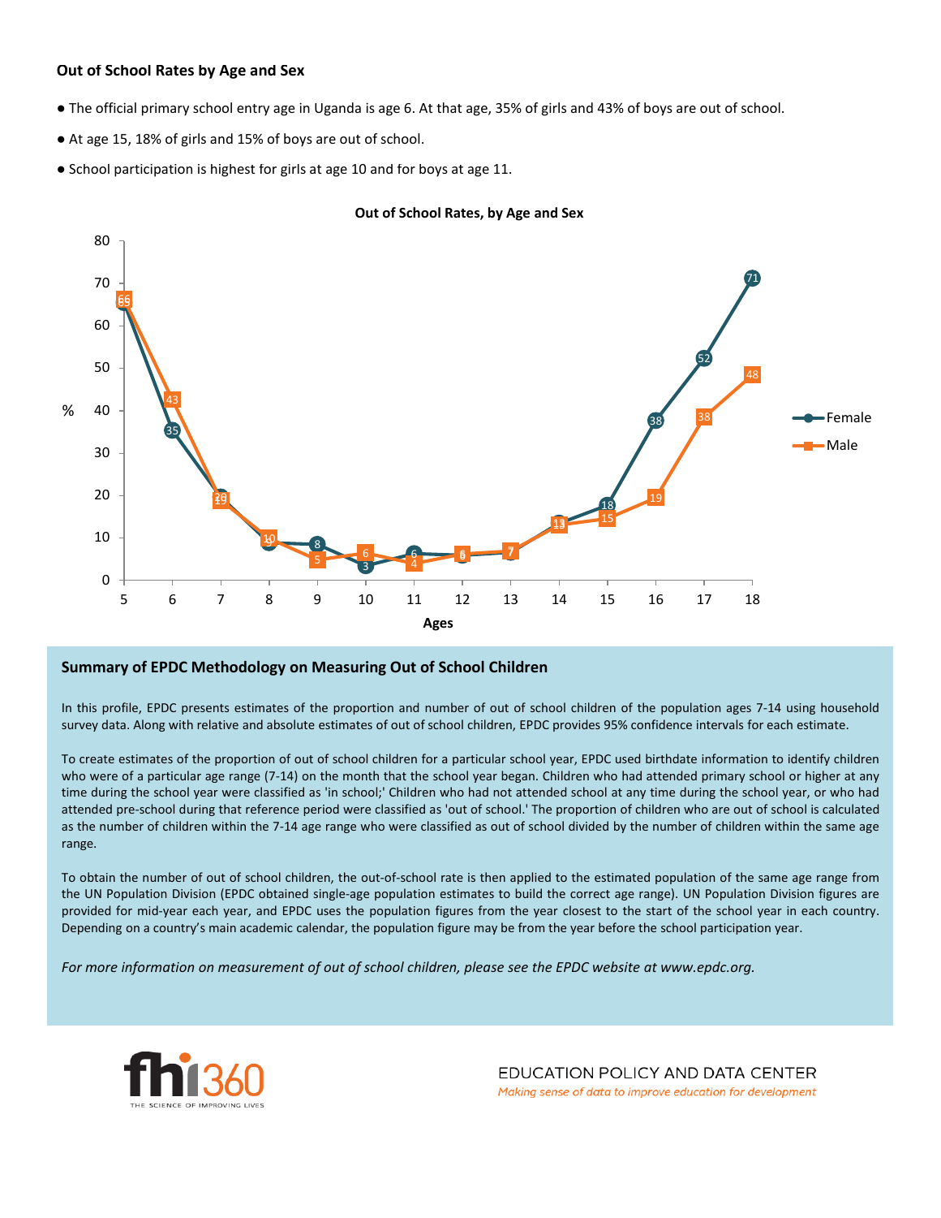### Out of School Rates by Age and Sex

- The official primary school entry age in Uganda is age 6. At that age, 35% of girls and 43% of boys are out of school.
- At age 15, 18% of girls and 15% of boys are out of school.
- School participation is highest for girls at age 10 and for boys at age 11.

**Out of School Rates, by Age and Sex**

| Ages | 5 | 6 | 7 | 8 | 9 | 10 | 11 | 12 | 13 | 14 | 15 | 16 | 17 | 18 |
|---|---|---|---|---|---|---|---|---|---|---|---|---|---|---|
| Female (%) | 65 | 35 | 20 | 9 | 8 | 3 | 6 | 6 | 7 | 14 | 18 | 38 | 52 | 71 |
| Male (%) | 66 | 43 | 19 | 10 | 5 | 6 | 4 | 6 | 7 | 13 | 15 | 19 | 38 | 48 |

### Summary of EPDC Methodology on Measuring Out of School Children

In this profile, EPDC presents estimates of the proportion and number of out of school children of the population ages 7-14 using household survey data. Along with relative and absolute estimates of out of school children, EPDC provides 95% confidence intervals for each estimate.

To create estimates of the proportion of out of school children for a particular school year, EPDC used birthdate information to identify children who were of a particular age range (7-14) on the month that the school year began. Children who had attended primary school or higher at any time during the school year were classified as 'in school;' Children who had not attended school at any time during the school year, or who had attended pre-school during that reference period were classified as 'out of school.' The proportion of children who are out of school is calculated as the number of children within the 7-14 age range who were classified as out of school divided by the number of children within the same age range.

To obtain the number of out of school children, the out-of-school rate is then applied to the estimated population of the same age range from the UN Population Division (EPDC obtained single-age population estimates to build the correct age range). UN Population Division figures are provided for mid-year each year, and EPDC uses the population figures from the year closest to the start of the school year in each country. Depending on a country's main academic calendar, the population figure may be from the year before the school participation year.

*For more information on measurement of out of school children, please see the EPDC website at www.epdc.org.*

fhi360 THE SCIENCE OF IMPROVING LIVES

EDUCATION POLICY AND DATA CENTER
*Making sense of data to improve education for development*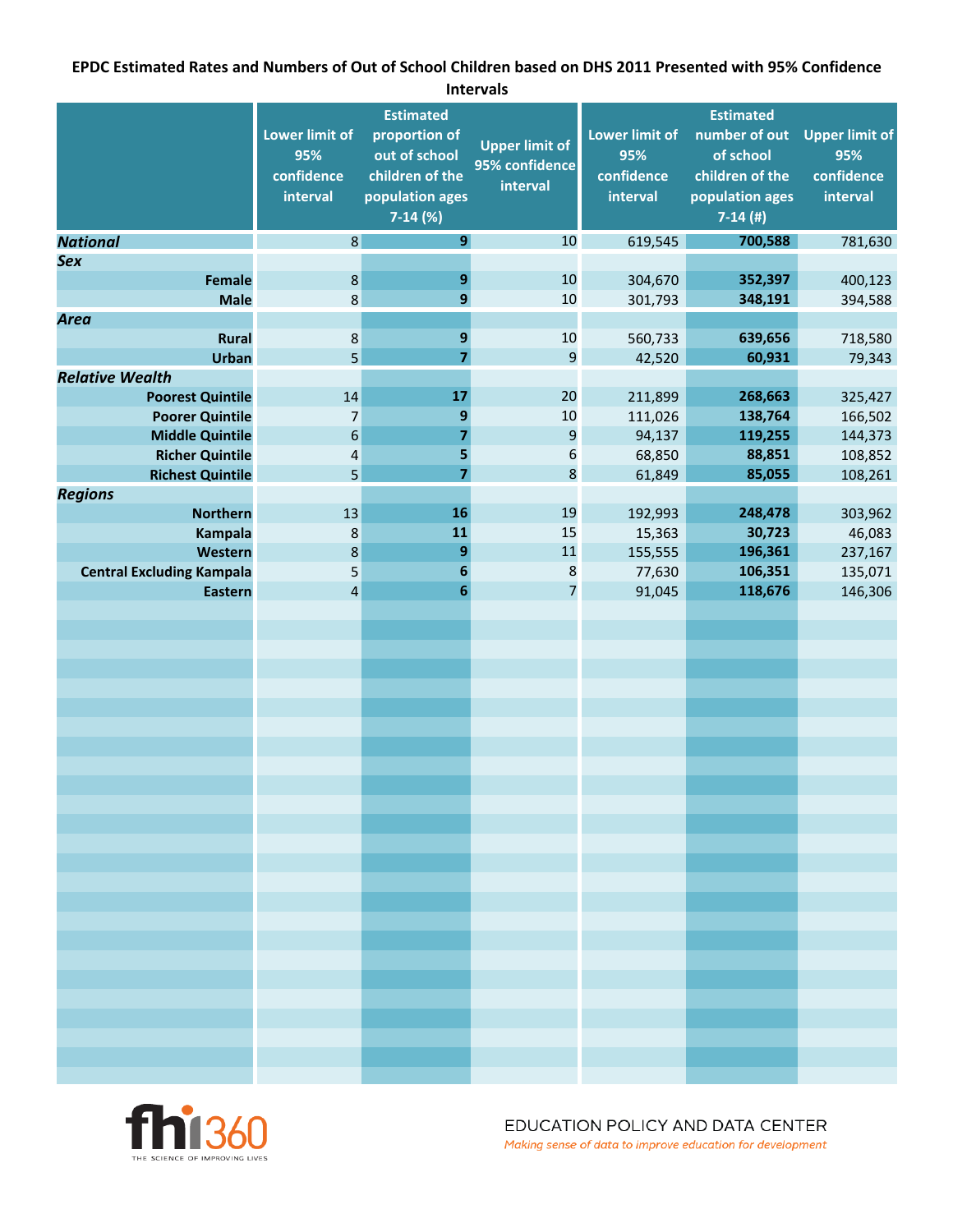**EPDC Estimated Rates and Numbers of Out of School Children based on DHS 2011 Presented with 95% Confidence Intervals**

| | Lower limit of 95% confidence interval | Estimated proportion of out of school children of the population ages 7-14 (%) | Upper limit of 95% confidence interval | Lower limit of 95% confidence interval | Estimated number of out of school children of the population ages 7-14 (#) | Upper limit of 95% confidence interval |
|---|---|---|---|---|---|---|
| ***National*** | 8 | **9** | 10 | 619,545 | **700,588** | 781,630 |
| ***Sex*** | | | | | | |
| **Female** | 8 | **9** | 10 | 304,670 | **352,397** | 400,123 |
| **Male** | 8 | **9** | 10 | 301,793 | **348,191** | 394,588 |
| ***Area*** | | | | | | |
| **Rural** | 8 | **9** | 10 | 560,733 | **639,656** | 718,580 |
| **Urban** | 5 | **7** | 9 | 42,520 | **60,931** | 79,343 |
| ***Relative Wealth*** | | | | | | |
| **Poorest Quintile** | 14 | **17** | 20 | 211,899 | **268,663** | 325,427 |
| **Poorer Quintile** | 7 | **9** | 10 | 111,026 | **138,764** | 166,502 |
| **Middle Quintile** | 6 | **7** | 9 | 94,137 | **119,255** | 144,373 |
| **Richer Quintile** | 4 | **5** | 6 | 68,850 | **88,851** | 108,852 |
| **Richest Quintile** | 5 | **7** | 8 | 61,849 | **85,055** | 108,261 |
| ***Regions*** | | | | | | |
| **Northern** | 13 | **16** | 19 | 192,993 | **248,478** | 303,962 |
| **Kampala** | 8 | **11** | 15 | 15,363 | **30,723** | 46,083 |
| **Western** | 8 | **9** | 11 | 155,555 | **196,361** | 237,167 |
| **Central Excluding Kampala** | 5 | **6** | 8 | 77,630 | **106,351** | 135,071 |
| **Eastern** | 4 | **6** | 7 | 91,045 | **118,676** | 146,306 |

fhi360 THE SCIENCE OF IMPROVING LIVES

EDUCATION POLICY AND DATA CENTER
*Making sense of data to improve education for development*